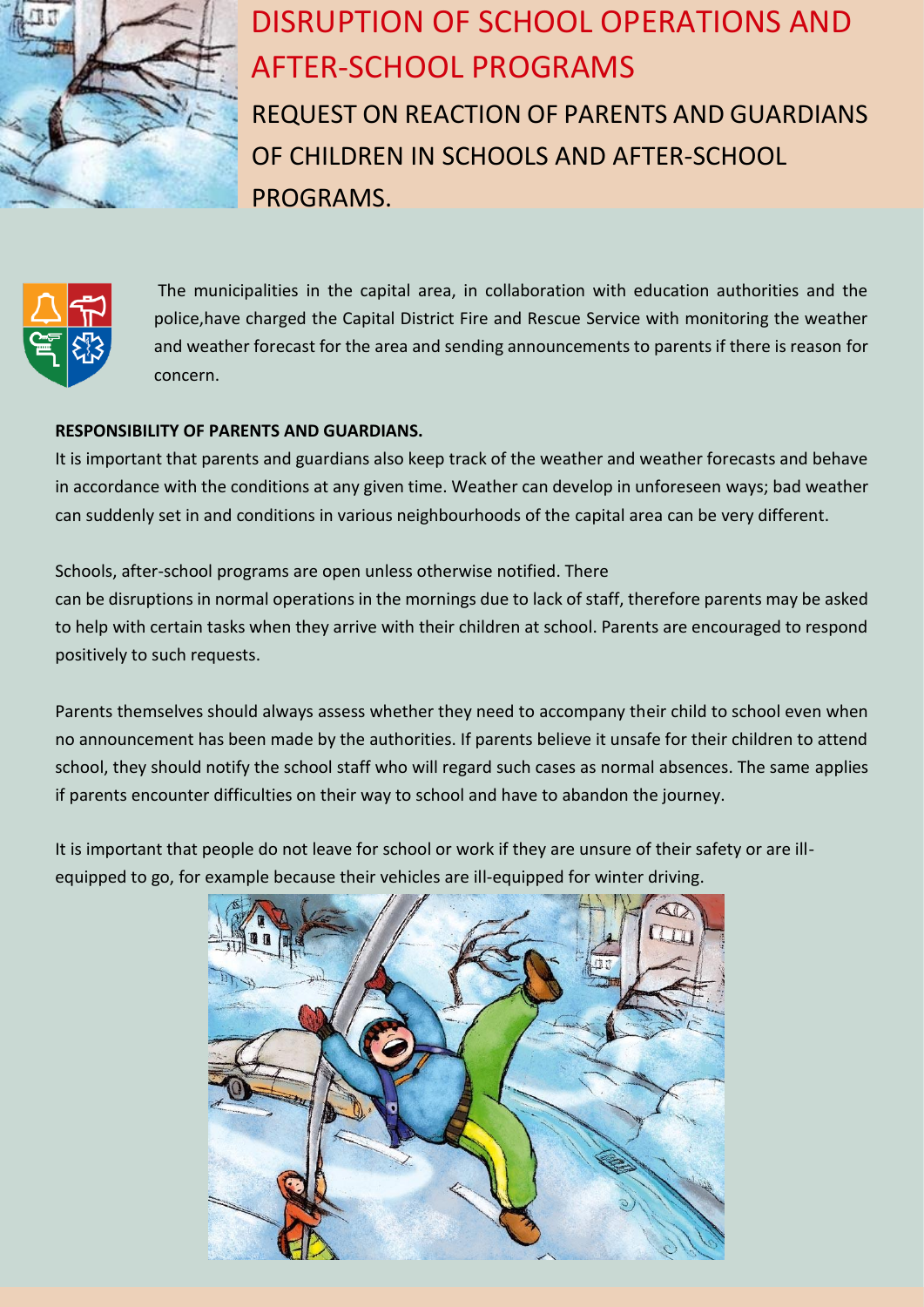# DISRUPTION OF SCHOOL OPERATIONS AND AFTER-SCHOOL PROGRAMS

## REQUEST ON REACTION OF PARENTS AND GUARDIANS OF CHILDREN IN SCHOOLS AND AFTER-SCHOOL PROGRAMS.

The municipalities in the capital area, in collaboration with education authorities and the police,have charged the Capital District Fire and Rescue Service with monitoring the weather and weather forecast for the area and sending announcements to parents if there is reason for concern.

**RESPONSIBILITY OF PARENTS AND GUARDIANS.**

It is important that parents and guardians also keep track of the weather and weather forecasts and behave in accordance with the conditions at any given time. Weather can develop in unforeseen ways; bad weather can suddenly set in and conditions in various neighbourhoods of the capital area can be very different.

Schools, after-school programs are open unless otherwise notified. There can be disruptions in normal operations in the mornings due to lack of staff, therefore parents may be asked to help with certain tasks when they arrive with their children at school. Parents are encouraged to respond positively to such requests.

Parents themselves should always assess whether they need to accompany their child to school even when no announcement has been made by the authorities. If parents believe it unsafe for their children to attend school, they should notify the school staff who will regard such cases as normal absences. The same applies if parents encounter difficulties on their way to school and have to abandon the journey.

It is important that people do not leave for school or work if they are unsure of their safety or are ill-equipped to go, for example because their vehicles are ill-equipped for winter driving.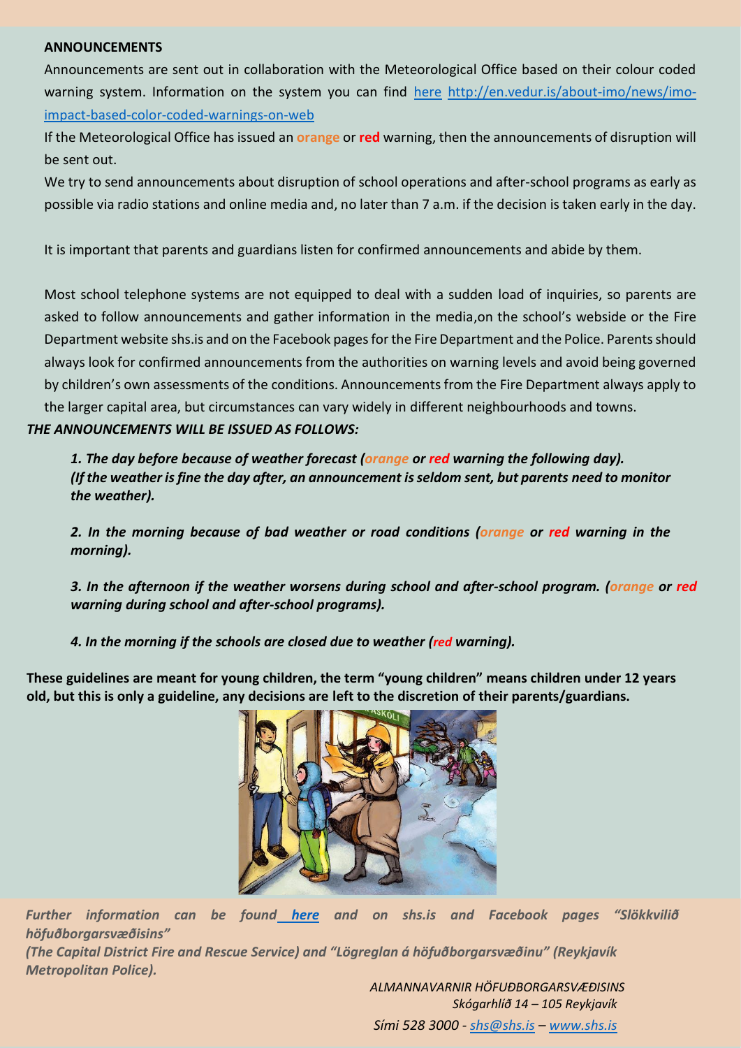**ANNOUNCEMENTS**

Announcements are sent out in collaboration with the Meteorological Office based on their colour coded warning system. Information on the system you can find here http://en.vedur.is/about-imo/news/imo-impact-based-color-coded-warnings-on-web

If the Meteorological Office has issued an **orange** or **red** warning, then the announcements of disruption will be sent out.

We try to send announcements about disruption of school operations and after-school programs as early as possible via radio stations and online media and, no later than 7 a.m. if the decision is taken early in the day.

It is important that parents and guardians listen for confirmed announcements and abide by them.

Most school telephone systems are not equipped to deal with a sudden load of inquiries, so parents are asked to follow announcements and gather information in the media,on the school's webside or the Fire Department website shs.is and on the Facebook pages for the Fire Department and the Police. Parents should always look for confirmed announcements from the authorities on warning levels and avoid being governed by children's own assessments of the conditions. Announcements from the Fire Department always apply to the larger capital area, but circumstances can vary widely in different neighbourhoods and towns.

***THE ANNOUNCEMENTS WILL BE ISSUED AS FOLLOWS:***

***1. The day before because of weather forecast (orange or red warning the following day). (If the weather is fine the day after, an announcement is seldom sent, but parents need to monitor the weather).***

***2. In the morning because of bad weather or road conditions (orange or red warning in the morning).***

***3. In the afternoon if the weather worsens during school and after-school program. (orange or red warning during school and after-school programs).***

***4. In the morning if the schools are closed due to weather (red warning).***

**These guidelines are meant for young children, the term "young children" means children under 12 years old, but this is only a guideline, any decisions are left to the discretion of their parents/guardians.**

*Further information can be found here and on shs.is and Facebook pages "Slökkvilið höfuðborgarsvæðisins" (The Capital District Fire and Rescue Service) and "Lögreglan á höfuðborgarsvæðinu" (Reykjavík Metropolitan Police).*

*ALMANNAVARNIR HÖFUÐBORGARSVÆÐISINS*
*Skógarhlíð 14 – 105 Reykjavík*
*Sími 528 3000 - shs@shs.is – www.shs.is*